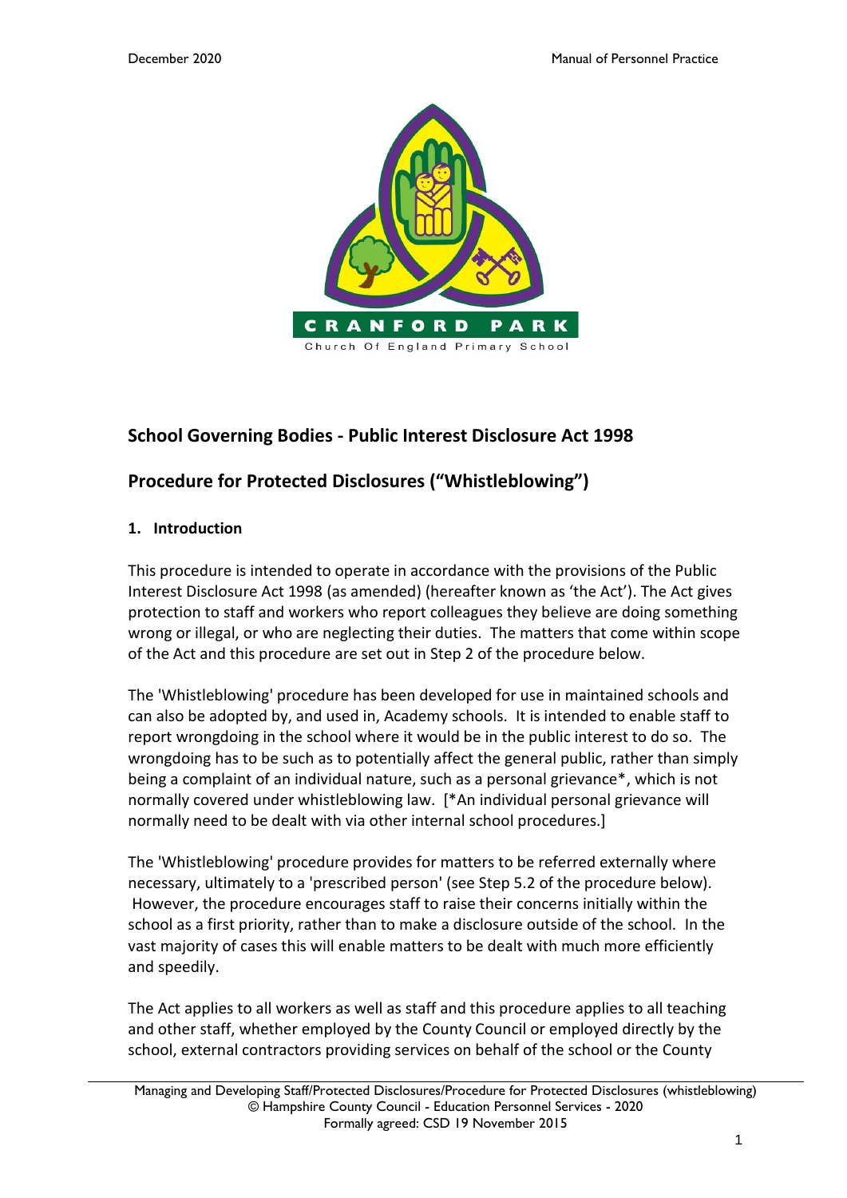## School Governing Bodies - Public Interest Disclosure Act 1998

## Procedure for Protected Disclosures ("Whistleblowing")

### 1. Introduction

This procedure is intended to operate in accordance with the provisions of the Public Interest Disclosure Act 1998 (as amended) (hereafter known as 'the Act'). The Act gives protection to staff and workers who report colleagues they believe are doing something wrong or illegal, or who are neglecting their duties. The matters that come within scope of the Act and this procedure are set out in Step 2 of the procedure below.

The 'Whistleblowing' procedure has been developed for use in maintained schools and can also be adopted by, and used in, Academy schools. It is intended to enable staff to report wrongdoing in the school where it would be in the public interest to do so. The wrongdoing has to be such as to potentially affect the general public, rather than simply being a complaint of an individual nature, such as a personal grievance*, which is not normally covered under whistleblowing law. [*An individual personal grievance will normally need to be dealt with via other internal school procedures.]

The 'Whistleblowing' procedure provides for matters to be referred externally where necessary, ultimately to a 'prescribed person' (see Step 5.2 of the procedure below). However, the procedure encourages staff to raise their concerns initially within the school as a first priority, rather than to make a disclosure outside of the school. In the vast majority of cases this will enable matters to be dealt with much more efficiently and speedily.

The Act applies to all workers as well as staff and this procedure applies to all teaching and other staff, whether employed by the County Council or employed directly by the school, external contractors providing services on behalf of the school or the County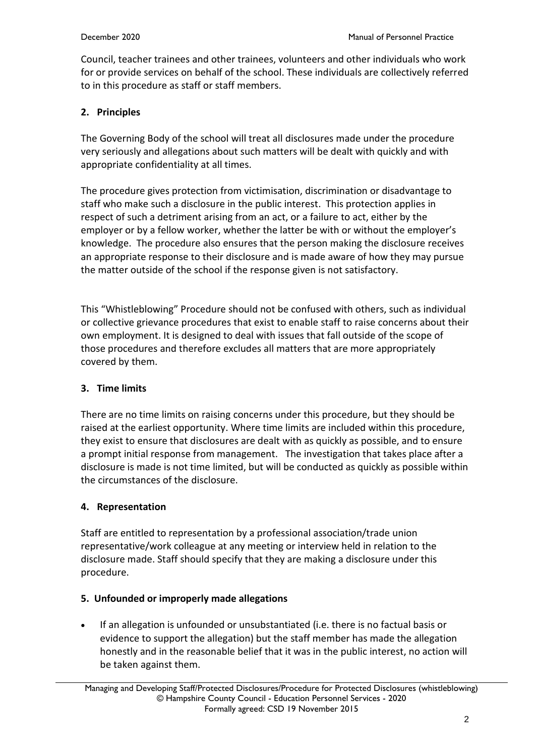Council, teacher trainees and other trainees, volunteers and other individuals who work for or provide services on behalf of the school. These individuals are collectively referred to in this procedure as staff or staff members.

## 2. Principles

The Governing Body of the school will treat all disclosures made under the procedure very seriously and allegations about such matters will be dealt with quickly and with appropriate confidentiality at all times.

The procedure gives protection from victimisation, discrimination or disadvantage to staff who make such a disclosure in the public interest. This protection applies in respect of such a detriment arising from an act, or a failure to act, either by the employer or by a fellow worker, whether the latter be with or without the employer's knowledge. The procedure also ensures that the person making the disclosure receives an appropriate response to their disclosure and is made aware of how they may pursue the matter outside of the school if the response given is not satisfactory.

This "Whistleblowing" Procedure should not be confused with others, such as individual or collective grievance procedures that exist to enable staff to raise concerns about their own employment. It is designed to deal with issues that fall outside of the scope of those procedures and therefore excludes all matters that are more appropriately covered by them.

## 3. Time limits

There are no time limits on raising concerns under this procedure, but they should be raised at the earliest opportunity. Where time limits are included within this procedure, they exist to ensure that disclosures are dealt with as quickly as possible, and to ensure a prompt initial response from management. The investigation that takes place after a disclosure is made is not time limited, but will be conducted as quickly as possible within the circumstances of the disclosure.

## 4. Representation

Staff are entitled to representation by a professional association/trade union representative/work colleague at any meeting or interview held in relation to the disclosure made. Staff should specify that they are making a disclosure under this procedure.

## 5. Unfounded or improperly made allegations

- If an allegation is unfounded or unsubstantiated (i.e. there is no factual basis or evidence to support the allegation) but the staff member has made the allegation honestly and in the reasonable belief that it was in the public interest, no action will be taken against them.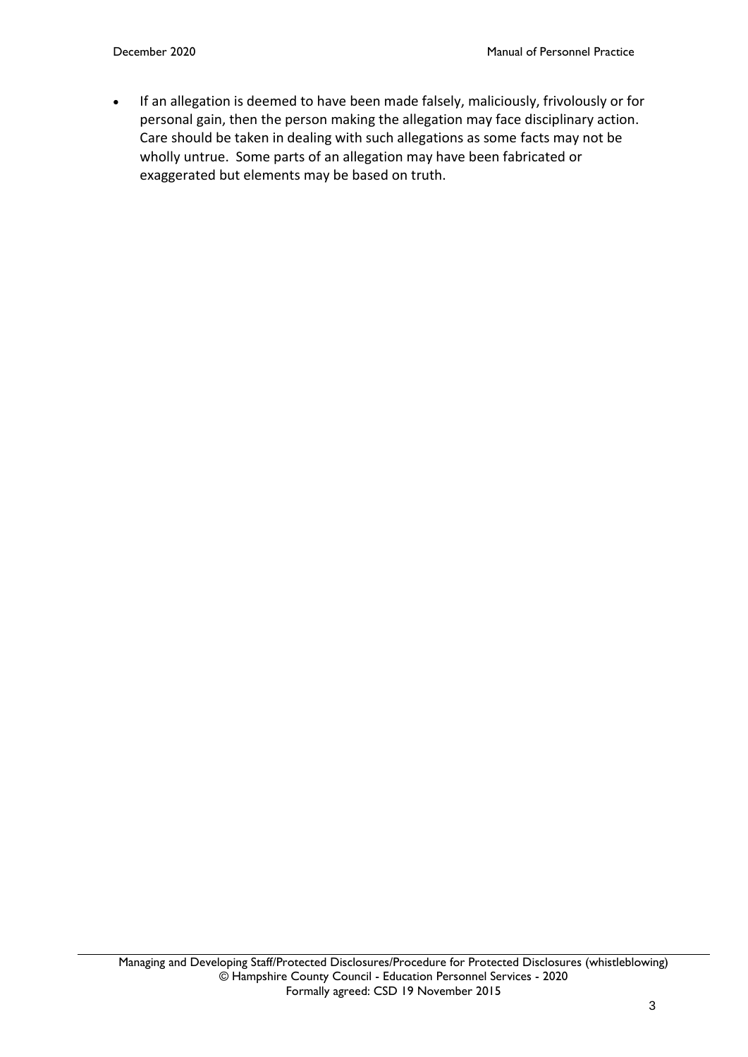- If an allegation is deemed to have been made falsely, maliciously, frivolously or for personal gain, then the person making the allegation may face disciplinary action. Care should be taken in dealing with such allegations as some facts may not be wholly untrue. Some parts of an allegation may have been fabricated or exaggerated but elements may be based on truth.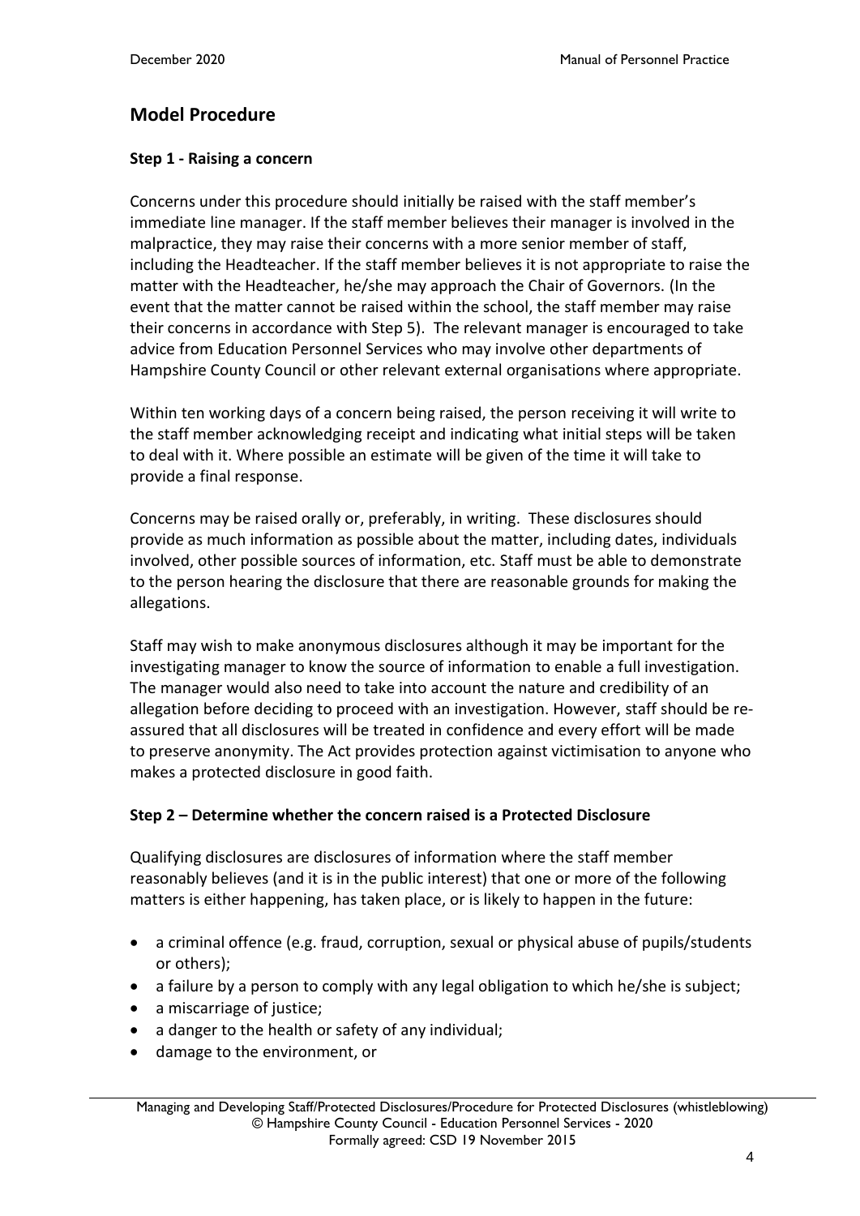## Model Procedure

**Step 1 - Raising a concern**

Concerns under this procedure should initially be raised with the staff member's immediate line manager. If the staff member believes their manager is involved in the malpractice, they may raise their concerns with a more senior member of staff, including the Headteacher. If the staff member believes it is not appropriate to raise the matter with the Headteacher, he/she may approach the Chair of Governors. (In the event that the matter cannot be raised within the school, the staff member may raise their concerns in accordance with Step 5). The relevant manager is encouraged to take advice from Education Personnel Services who may involve other departments of Hampshire County Council or other relevant external organisations where appropriate.

Within ten working days of a concern being raised, the person receiving it will write to the staff member acknowledging receipt and indicating what initial steps will be taken to deal with it. Where possible an estimate will be given of the time it will take to provide a final response.

Concerns may be raised orally or, preferably, in writing. These disclosures should provide as much information as possible about the matter, including dates, individuals involved, other possible sources of information, etc. Staff must be able to demonstrate to the person hearing the disclosure that there are reasonable grounds for making the allegations.

Staff may wish to make anonymous disclosures although it may be important for the investigating manager to know the source of information to enable a full investigation. The manager would also need to take into account the nature and credibility of an allegation before deciding to proceed with an investigation. However, staff should be re-assured that all disclosures will be treated in confidence and every effort will be made to preserve anonymity. The Act provides protection against victimisation to anyone who makes a protected disclosure in good faith.

**Step 2 – Determine whether the concern raised is a Protected Disclosure**

Qualifying disclosures are disclosures of information where the staff member reasonably believes (and it is in the public interest) that one or more of the following matters is either happening, has taken place, or is likely to happen in the future:

- a criminal offence (e.g. fraud, corruption, sexual or physical abuse of pupils/students or others);
- a failure by a person to comply with any legal obligation to which he/she is subject;
- a miscarriage of justice;
- a danger to the health or safety of any individual;
- damage to the environment, or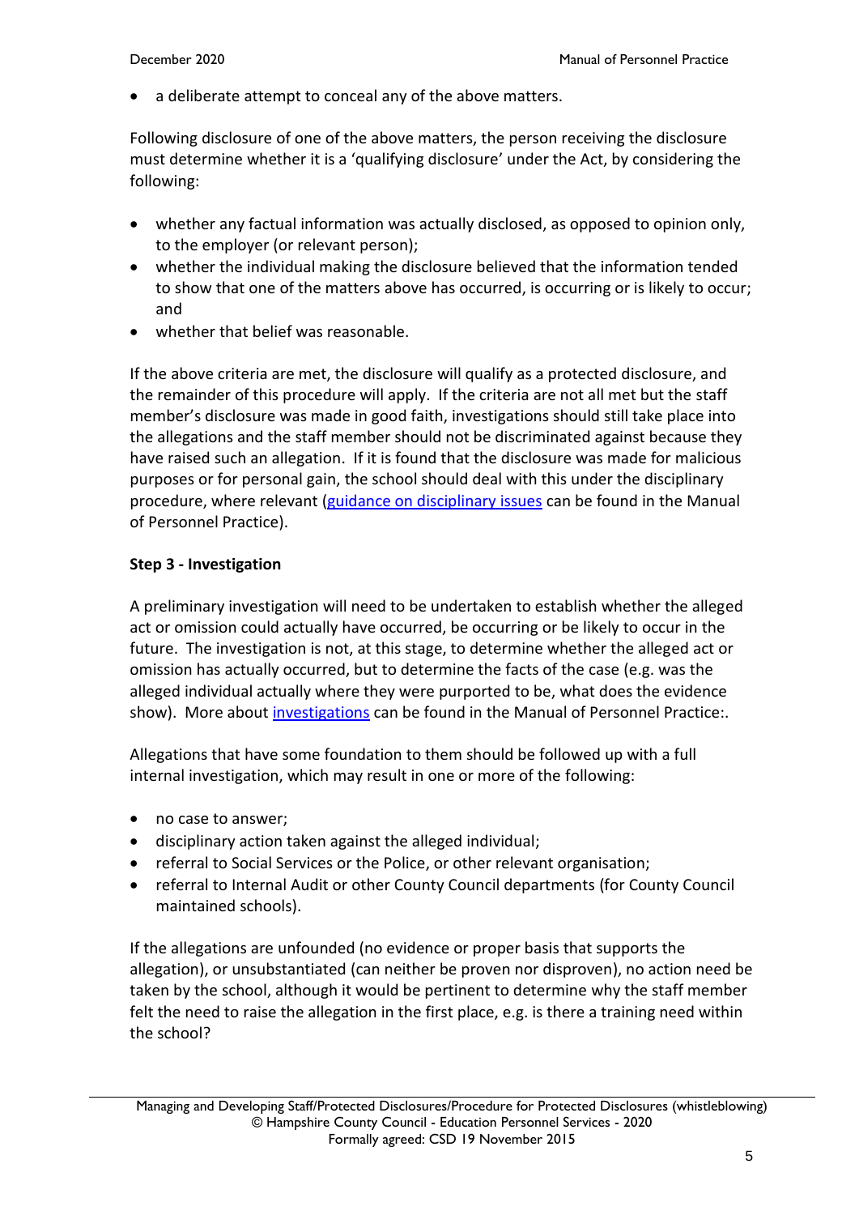- a deliberate attempt to conceal any of the above matters.

Following disclosure of one of the above matters, the person receiving the disclosure must determine whether it is a 'qualifying disclosure' under the Act, by considering the following:

- whether any factual information was actually disclosed, as opposed to opinion only, to the employer (or relevant person);
- whether the individual making the disclosure believed that the information tended to show that one of the matters above has occurred, is occurring or is likely to occur; and
- whether that belief was reasonable.

If the above criteria are met, the disclosure will qualify as a protected disclosure, and the remainder of this procedure will apply. If the criteria are not all met but the staff member's disclosure was made in good faith, investigations should still take place into the allegations and the staff member should not be discriminated against because they have raised such an allegation. If it is found that the disclosure was made for malicious purposes or for personal gain, the school should deal with this under the disciplinary procedure, where relevant (guidance on disciplinary issues can be found in the Manual of Personnel Practice).

**Step 3 - Investigation**

A preliminary investigation will need to be undertaken to establish whether the alleged act or omission could actually have occurred, be occurring or be likely to occur in the future. The investigation is not, at this stage, to determine whether the alleged act or omission has actually occurred, but to determine the facts of the case (e.g. was the alleged individual actually where they were purported to be, what does the evidence show). More about investigations can be found in the Manual of Personnel Practice:.

Allegations that have some foundation to them should be followed up with a full internal investigation, which may result in one or more of the following:

- no case to answer;
- disciplinary action taken against the alleged individual;
- referral to Social Services or the Police, or other relevant organisation;
- referral to Internal Audit or other County Council departments (for County Council maintained schools).

If the allegations are unfounded (no evidence or proper basis that supports the allegation), or unsubstantiated (can neither be proven nor disproven), no action need be taken by the school, although it would be pertinent to determine why the staff member felt the need to raise the allegation in the first place, e.g. is there a training need within the school?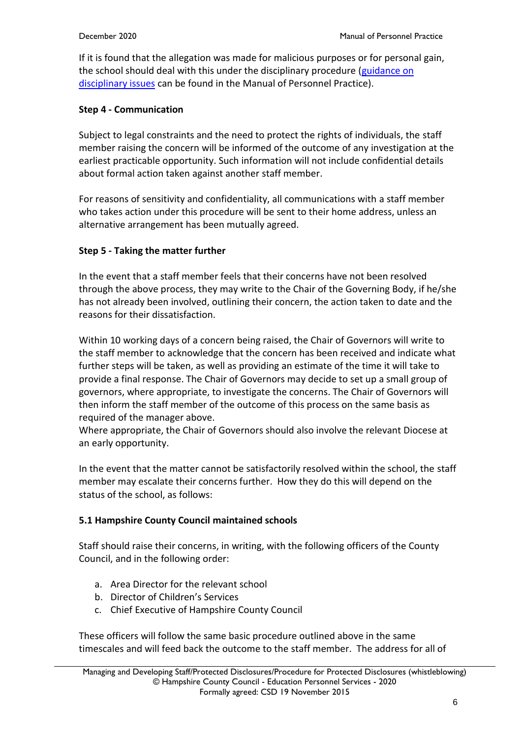If it is found that the allegation was made for malicious purposes or for personal gain, the school should deal with this under the disciplinary procedure ([guidance on disciplinary issues]() can be found in the Manual of Personnel Practice).

**Step 4 - Communication**

Subject to legal constraints and the need to protect the rights of individuals, the staff member raising the concern will be informed of the outcome of any investigation at the earliest practicable opportunity. Such information will not include confidential details about formal action taken against another staff member.

For reasons of sensitivity and confidentiality, all communications with a staff member who takes action under this procedure will be sent to their home address, unless an alternative arrangement has been mutually agreed.

**Step 5 - Taking the matter further**

In the event that a staff member feels that their concerns have not been resolved through the above process, they may write to the Chair of the Governing Body, if he/she has not already been involved, outlining their concern, the action taken to date and the reasons for their dissatisfaction.

Within 10 working days of a concern being raised, the Chair of Governors will write to the staff member to acknowledge that the concern has been received and indicate what further steps will be taken, as well as providing an estimate of the time it will take to provide a final response. The Chair of Governors may decide to set up a small group of governors, where appropriate, to investigate the concerns. The Chair of Governors will then inform the staff member of the outcome of this process on the same basis as required of the manager above.
Where appropriate, the Chair of Governors should also involve the relevant Diocese at an early opportunity.

In the event that the matter cannot be satisfactorily resolved within the school, the staff member may escalate their concerns further. How they do this will depend on the status of the school, as follows:

**5.1 Hampshire County Council maintained schools**

Staff should raise their concerns, in writing, with the following officers of the County Council, and in the following order:

a. Area Director for the relevant school
b. Director of Children's Services
c. Chief Executive of Hampshire County Council

These officers will follow the same basic procedure outlined above in the same timescales and will feed back the outcome to the staff member. The address for all of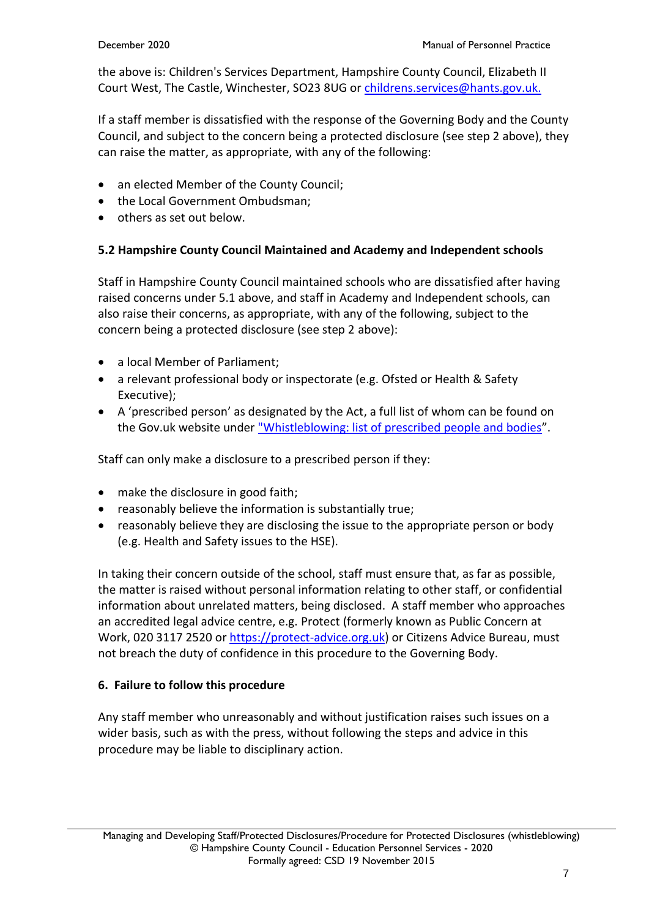the above is: Children's Services Department, Hampshire County Council, Elizabeth II Court West, The Castle, Winchester, SO23 8UG or [childrens.services@hants.gov.uk.](mailto:childrens.services@hants.gov.uk)

If a staff member is dissatisfied with the response of the Governing Body and the County Council, and subject to the concern being a protected disclosure (see step 2 above), they can raise the matter, as appropriate, with any of the following:

- an elected Member of the County Council;
- the Local Government Ombudsman;
- others as set out below.

### 5.2 Hampshire County Council Maintained and Academy and Independent schools

Staff in Hampshire County Council maintained schools who are dissatisfied after having raised concerns under 5.1 above, and staff in Academy and Independent schools, can also raise their concerns, as appropriate, with any of the following, subject to the concern being a protected disclosure (see step 2 above):

- a local Member of Parliament;
- a relevant professional body or inspectorate (e.g. Ofsted or Health & Safety Executive);
- A 'prescribed person' as designated by the Act, a full list of whom can be found on the Gov.uk website under "Whistleblowing: list of prescribed people and bodies".

Staff can only make a disclosure to a prescribed person if they:

- make the disclosure in good faith;
- reasonably believe the information is substantially true;
- reasonably believe they are disclosing the issue to the appropriate person or body (e.g. Health and Safety issues to the HSE).

In taking their concern outside of the school, staff must ensure that, as far as possible, the matter is raised without personal information relating to other staff, or confidential information about unrelated matters, being disclosed. A staff member who approaches an accredited legal advice centre, e.g. Protect (formerly known as Public Concern at Work, 020 3117 2520 or https://protect-advice.org.uk) or Citizens Advice Bureau, must not breach the duty of confidence in this procedure to the Governing Body.

## 6. Failure to follow this procedure

Any staff member who unreasonably and without justification raises such issues on a wider basis, such as with the press, without following the steps and advice in this procedure may be liable to disciplinary action.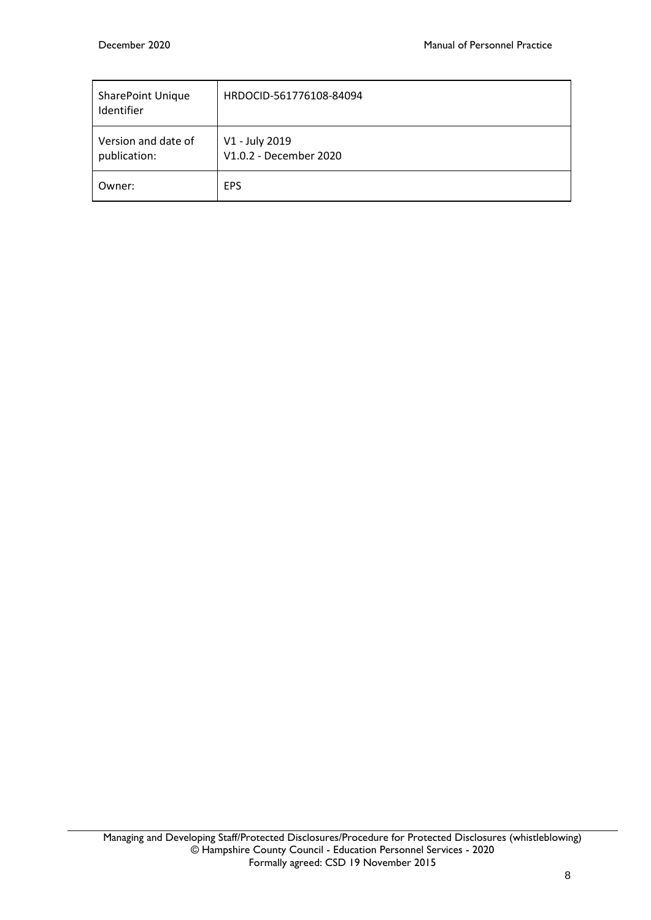| | |
|---|---|
| SharePoint Unique Identifier | HRDOCID-561776108-84094 |
| Version and date of publication: | V1 - July 2019<br>V1.0.2 - December 2020 |
| Owner: | EPS |